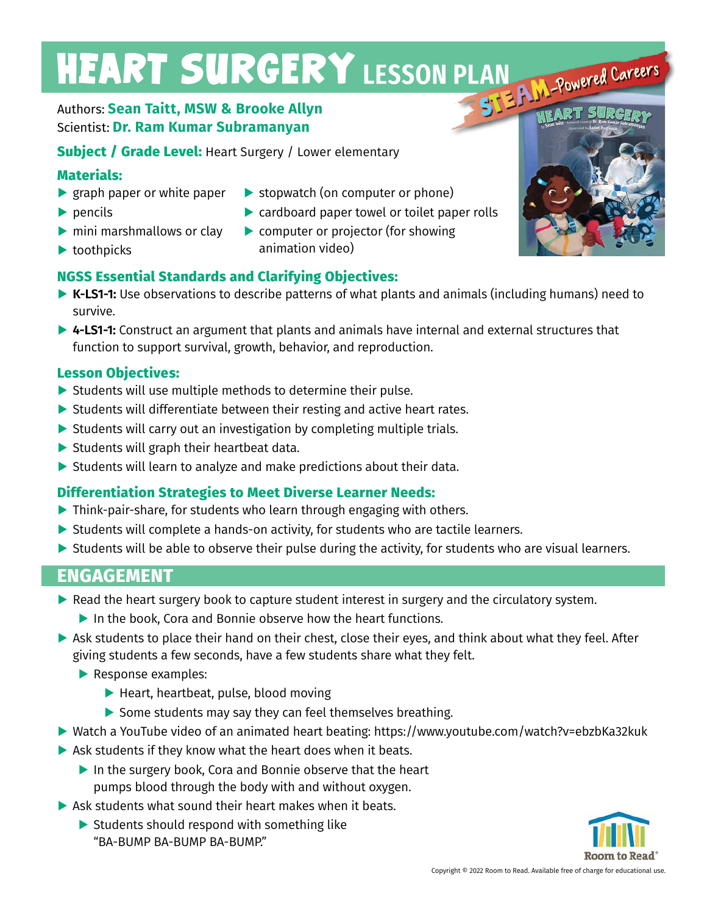# HEART SURGERY LESSON PLAN

STEAM-Powered Careers

Authors: **Sean Taitt, MSW & Brooke Allyn**
Scientist: **Dr. Ram Kumar Subramanyan**

**Subject / Grade Level:** Heart Surgery / Lower elementary

### Materials:

- graph paper or white paper
- pencils
- mini marshmallows or clay
- toothpicks
- stopwatch (on computer or phone)
- cardboard paper towel or toilet paper rolls
- computer or projector (for showing animation video)

### NGSS Essential Standards and Clarifying Objectives:

- **K-LS1-1:** Use observations to describe patterns of what plants and animals (including humans) need to survive.
- **4-LS1-1:** Construct an argument that plants and animals have internal and external structures that function to support survival, growth, behavior, and reproduction.

### Lesson Objectives:

- Students will use multiple methods to determine their pulse.
- Students will differentiate between their resting and active heart rates.
- Students will carry out an investigation by completing multiple trials.
- Students will graph their heartbeat data.
- Students will learn to analyze and make predictions about their data.

### Differentiation Strategies to Meet Diverse Learner Needs:

- Think-pair-share, for students who learn through engaging with others.
- Students will complete a hands-on activity, for students who are tactile learners.
- Students will be able to observe their pulse during the activity, for students who are visual learners.

## ENGAGEMENT

- Read the heart surgery book to capture student interest in surgery and the circulatory system.
  - In the book, Cora and Bonnie observe how the heart functions.
- Ask students to place their hand on their chest, close their eyes, and think about what they feel. After giving students a few seconds, have a few students share what they felt.
  - Response examples:
    - Heart, heartbeat, pulse, blood moving
    - Some students may say they can feel themselves breathing.
- Watch a YouTube video of an animated heart beating: https://www.youtube.com/watch?v=ebzbKa32kuk
- Ask students if they know what the heart does when it beats.
  - In the surgery book, Cora and Bonnie observe that the heart pumps blood through the body with and without oxygen.
- Ask students what sound their heart makes when it beats.
  - Students should respond with something like "BA-BUMP BA-BUMP BA-BUMP."

Copyright © 2022 Room to Read. Available free of charge for educational use.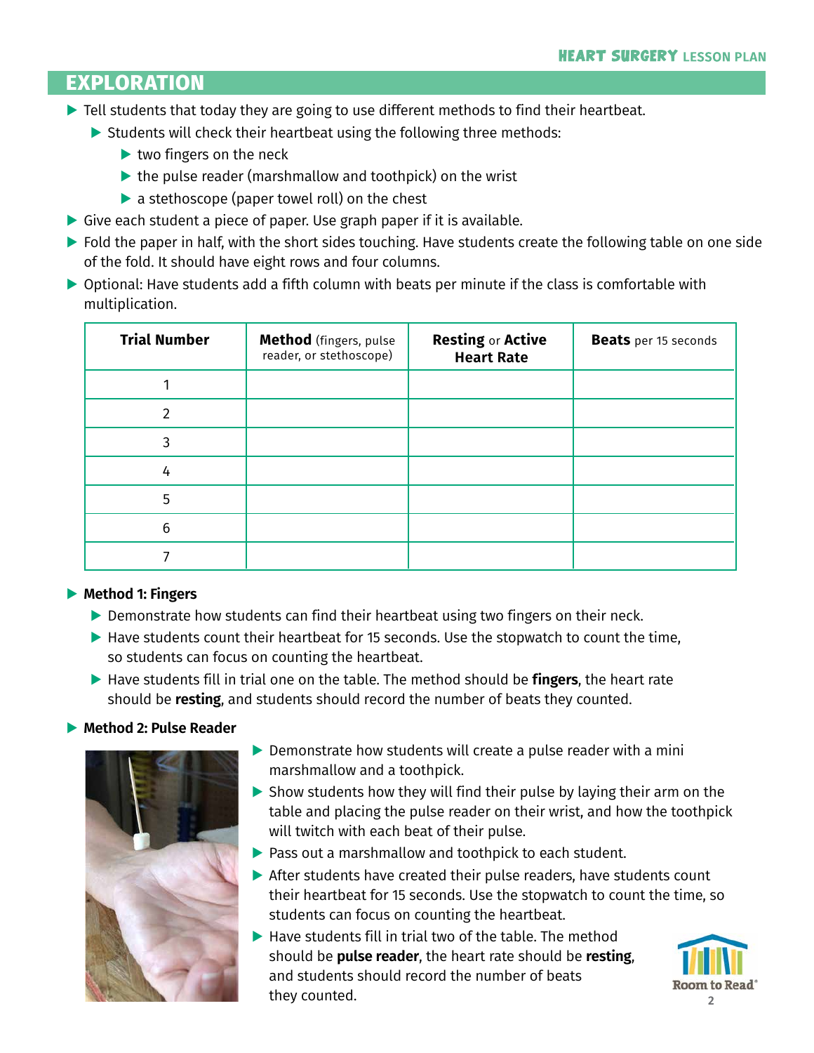## EXPLORATION

- Tell students that today they are going to use different methods to find their heartbeat.
  - Students will check their heartbeat using the following three methods:
    - two fingers on the neck
    - the pulse reader (marshmallow and toothpick) on the wrist
    - a stethoscope (paper towel roll) on the chest
- Give each student a piece of paper. Use graph paper if it is available.
- Fold the paper in half, with the short sides touching. Have students create the following table on one side of the fold. It should have eight rows and four columns.
- Optional: Have students add a fifth column with beats per minute if the class is comfortable with multiplication.

| **Trial Number** | **Method** (fingers, pulse reader, or stethoscope) | **Resting** or **Active Heart Rate** | **Beats** per 15 seconds |
|---|---|---|---|
| 1 | | | |
| 2 | | | |
| 3 | | | |
| 4 | | | |
| 5 | | | |
| 6 | | | |
| 7 | | | |

- **Method 1: Fingers**
  - Demonstrate how students can find their heartbeat using two fingers on their neck.
  - Have students count their heartbeat for 15 seconds. Use the stopwatch to count the time, so students can focus on counting the heartbeat.
  - Have students fill in trial one on the table. The method should be **fingers**, the heart rate should be **resting**, and students should record the number of beats they counted.
- **Method 2: Pulse Reader**
  - Demonstrate how students will create a pulse reader with a mini marshmallow and a toothpick.
  - Show students how they will find their pulse by laying their arm on the table and placing the pulse reader on their wrist, and how the toothpick will twitch with each beat of their pulse.
  - Pass out a marshmallow and toothpick to each student.
  - After students have created their pulse readers, have students count their heartbeat for 15 seconds. Use the stopwatch to count the time, so students can focus on counting the heartbeat.
  - Have students fill in trial two of the table. The method should be **pulse reader**, the heart rate should be **resting**, and students should record the number of beats they counted.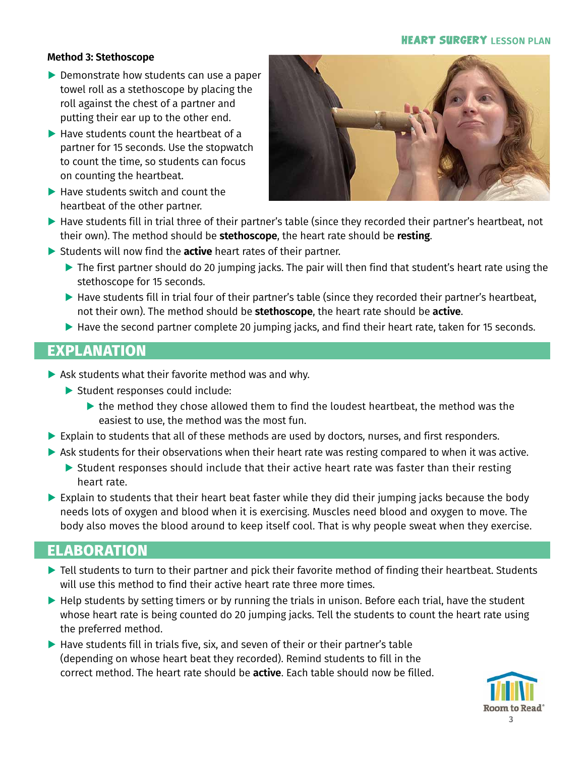**Method 3: Stethoscope**

- Demonstrate how students can use a paper towel roll as a stethoscope by placing the roll against the chest of a partner and putting their ear up to the other end.
- Have students count the heartbeat of a partner for 15 seconds. Use the stopwatch to count the time, so students can focus on counting the heartbeat.
- Have students switch and count the heartbeat of the other partner.
- Have students fill in trial three of their partner's table (since they recorded their partner's heartbeat, not their own). The method should be **stethoscope**, the heart rate should be **resting**.
- Students will now find the **active** heart rates of their partner.
  - The first partner should do 20 jumping jacks. The pair will then find that student's heart rate using the stethoscope for 15 seconds.
  - Have students fill in trial four of their partner's table (since they recorded their partner's heartbeat, not their own). The method should be **stethoscope**, the heart rate should be **active**.
  - Have the second partner complete 20 jumping jacks, and find their heart rate, taken for 15 seconds.

## EXPLANATION

- Ask students what their favorite method was and why.
  - Student responses could include:
    - the method they chose allowed them to find the loudest heartbeat, the method was the easiest to use, the method was the most fun.
- Explain to students that all of these methods are used by doctors, nurses, and first responders.
- Ask students for their observations when their heart rate was resting compared to when it was active.
  - Student responses should include that their active heart rate was faster than their resting heart rate.
- Explain to students that their heart beat faster while they did their jumping jacks because the body needs lots of oxygen and blood when it is exercising. Muscles need blood and oxygen to move. The body also moves the blood around to keep itself cool. That is why people sweat when they exercise.

## ELABORATION

- Tell students to turn to their partner and pick their favorite method of finding their heartbeat. Students will use this method to find their active heart rate three more times.
- Help students by setting timers or by running the trials in unison. Before each trial, have the student whose heart rate is being counted do 20 jumping jacks. Tell the students to count the heart rate using the preferred method.
- Have students fill in trials five, six, and seven of their or their partner's table (depending on whose heart beat they recorded). Remind students to fill in the correct method. The heart rate should be **active**. Each table should now be filled.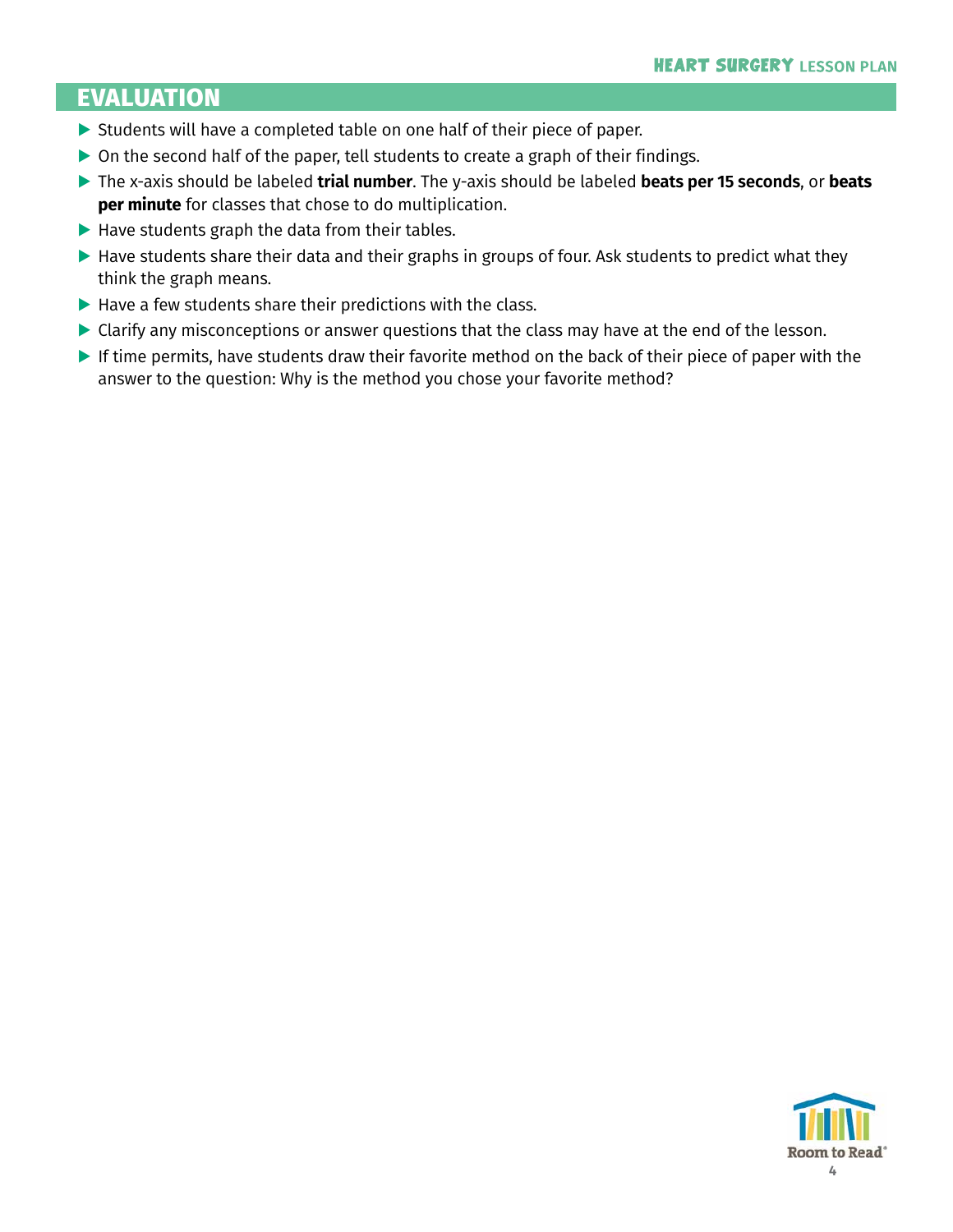## EVALUATION

- Students will have a completed table on one half of their piece of paper.
- On the second half of the paper, tell students to create a graph of their findings.
- The x-axis should be labeled **trial number**. The y-axis should be labeled **beats per 15 seconds**, or **beats per minute** for classes that chose to do multiplication.
- Have students graph the data from their tables.
- Have students share their data and their graphs in groups of four. Ask students to predict what they think the graph means.
- Have a few students share their predictions with the class.
- Clarify any misconceptions or answer questions that the class may have at the end of the lesson.
- If time permits, have students draw their favorite method on the back of their piece of paper with the answer to the question: Why is the method you chose your favorite method?